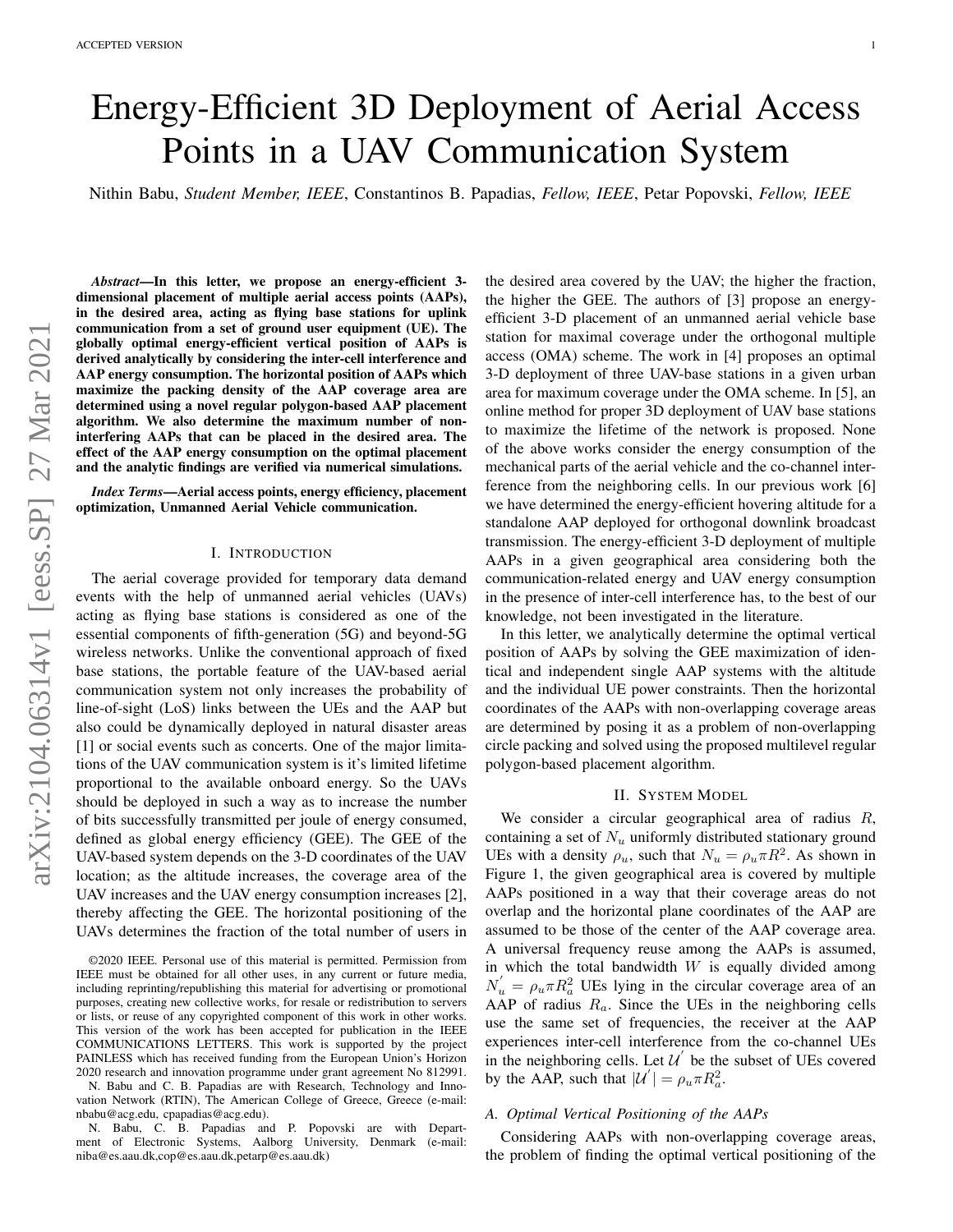# Energy-Efficient 3D Deployment of Aerial Access Points in a UAV Communication System

Nithin Babu, *Student Member, IEEE*, Constantinos B. Papadias, *Fellow, IEEE*, Petar Popovski, *Fellow, IEEE*

***Abstract*—In this letter, we propose an energy-efficient 3-dimensional placement of multiple aerial access points (AAPs), in the desired area, acting as flying base stations for uplink communication from a set of ground user equipment (UE). The globally optimal energy-efficient vertical position of AAPs is derived analytically by considering the inter-cell interference and AAP energy consumption. The horizontal position of AAPs which maximize the packing density of the AAP coverage area are determined using a novel regular polygon-based AAP placement algorithm. We also determine the maximum number of non-interfering AAPs that can be placed in the desired area. The effect of the AAP energy consumption on the optimal placement and the analytic findings are verified via numerical simulations.**

***Index Terms*—Aerial access points, energy efficiency, placement optimization, Unmanned Aerial Vehicle communication.**

## I. Introduction

The aerial coverage provided for temporary data demand events with the help of unmanned aerial vehicles (UAVs) acting as flying base stations is considered as one of the essential components of fifth-generation (5G) and beyond-5G wireless networks. Unlike the conventional approach of fixed base stations, the portable feature of the UAV-based aerial communication system not only increases the probability of line-of-sight (LoS) links between the UEs and the AAP but also could be dynamically deployed in natural disaster areas [1] or social events such as concerts. One of the major limitations of the UAV communication system is it's limited lifetime proportional to the available onboard energy. So the UAVs should be deployed in such a way as to increase the number of bits successfully transmitted per joule of energy consumed, defined as global energy efficiency (GEE). The GEE of the UAV-based system depends on the 3-D coordinates of the UAV location; as the altitude increases, the coverage area of the UAV increases and the UAV energy consumption increases [2], thereby affecting the GEE. The horizontal positioning of the UAVs determines the fraction of the total number of users in the desired area covered by the UAV; the higher the fraction, the higher the GEE. The authors of [3] propose an energy-efficient 3-D placement of an unmanned aerial vehicle base station for maximal coverage under the orthogonal multiple access (OMA) scheme. The work in [4] proposes an optimal 3-D deployment of three UAV-base stations in a given urban area for maximum coverage under the OMA scheme. In [5], an online method for proper 3D deployment of UAV base stations to maximize the lifetime of the network is proposed. None of the above works consider the energy consumption of the mechanical parts of the aerial vehicle and the co-channel interference from the neighboring cells. In our previous work [6] we have determined the energy-efficient hovering altitude for a standalone AAP deployed for orthogonal downlink broadcast transmission. The energy-efficient 3-D deployment of multiple AAPs in a given geographical area considering both the communication-related energy and UAV energy consumption in the presence of inter-cell interference has, to the best of our knowledge, not been investigated in the literature.

In this letter, we analytically determine the optimal vertical position of AAPs by solving the GEE maximization of identical and independent single AAP systems with the altitude and the individual UE power constraints. Then the horizontal coordinates of the AAPs with non-overlapping coverage areas are determined by posing it as a problem of non-overlapping circle packing and solved using the proposed multilevel regular polygon-based placement algorithm.

©2020 IEEE. Personal use of this material is permitted. Permission from IEEE must be obtained for all other uses, in any current or future media, including reprinting/republishing this material for advertising or promotional purposes, creating new collective works, for resale or redistribution to servers or lists, or reuse of any copyrighted component of this work in other works. This version of the work has been accepted for publication in the IEEE COMMUNICATIONS LETTERS. This work is supported by the project PAINLESS which has received funding from the European Union's Horizon 2020 research and innovation programme under grant agreement No 812991.

N. Babu and C. B. Papadias are with Research, Technology and Innovation Network (RTIN), The American College of Greece, Greece (e-mail: nbabu@acg.edu, cpapadias@acg.edu).

N. Babu, C. B. Papadias and P. Popovski are with Department of Electronic Systems, Aalborg University, Denmark (e-mail: niba@es.aau.dk,cop@es.aau.dk,petarp@es.aau.dk)

## II. System Model

We consider a circular geographical area of radius $R$, containing a set of $N_u$ uniformly distributed stationary ground UEs with a density $\rho_u$, such that $N_u = \rho_u \pi R^2$. As shown in Figure 1, the given geographical area is covered by multiple AAPs positioned in a way that their coverage areas do not overlap and the horizontal plane coordinates of the AAP are assumed to be those of the center of the AAP coverage area. A universal frequency reuse among the AAPs is assumed, in which the total bandwidth $W$ is equally divided among $N_u^{'} = \rho_u \pi R_a^2$ UEs lying in the circular coverage area of an AAP of radius $R_a$. Since the UEs in the neighboring cells use the same set of frequencies, the receiver at the AAP experiences inter-cell interference from the co-channel UEs in the neighboring cells. Let $\mathcal{U}^{'}$ be the subset of UEs covered by the AAP, such that $|\mathcal{U}^{'}| = \rho_u \pi R_a^2$.

### A. Optimal Vertical Positioning of the AAPs

Considering AAPs with non-overlapping coverage areas, the problem of finding the optimal vertical positioning of the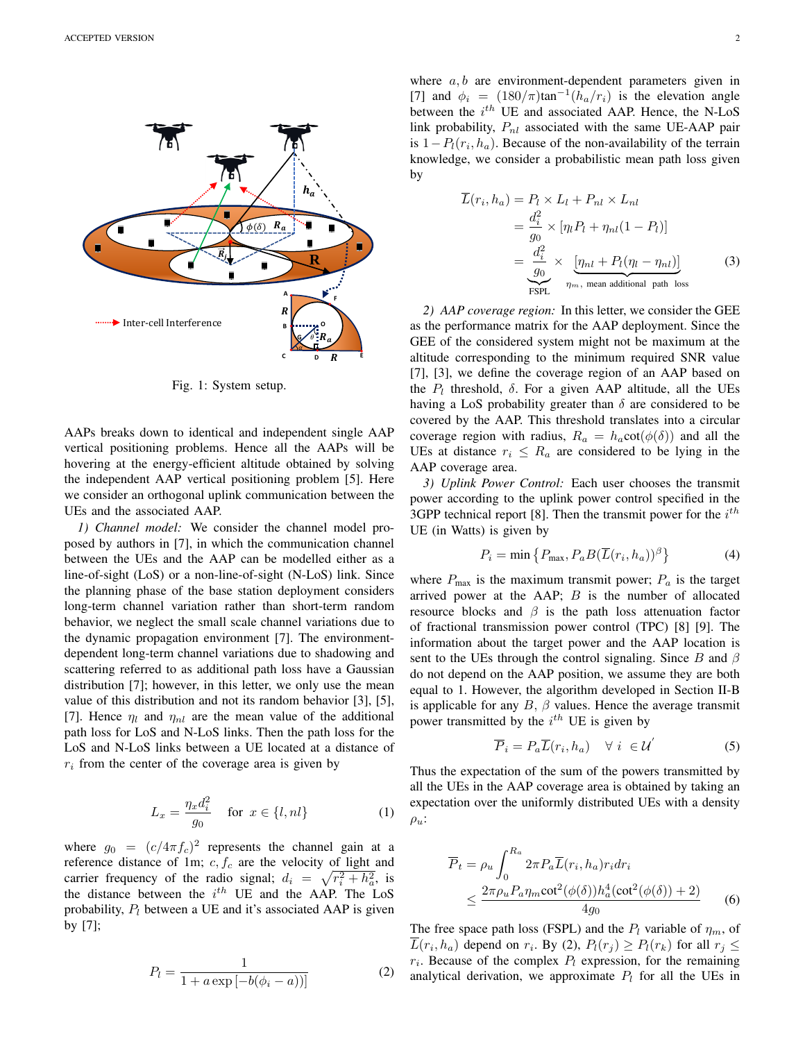Fig. 1: System setup.

AAPs breaks down to identical and independent single AAP vertical positioning problems. Hence all the AAPs will be hovering at the energy-efficient altitude obtained by solving the independent AAP vertical positioning problem [5]. Here we consider an orthogonal uplink communication between the UEs and the associated AAP.

*1) Channel model:* We consider the channel model proposed by authors in [7], in which the communication channel between the UEs and the AAP can be modelled either as a line-of-sight (LoS) or a non-line-of-sight (N-LoS) link. Since the planning phase of the base station deployment considers long-term channel variation rather than short-term random behavior, we neglect the small scale channel variations due to the dynamic propagation environment [7]. The environment-dependent long-term channel variations due to shadowing and scattering referred to as additional path loss have a Gaussian distribution [7]; however, in this letter, we only use the mean value of this distribution and not its random behavior [3], [5], [7]. Hence $\eta_l$ and $\eta_{nl}$ are the mean value of the additional path loss for LoS and N-LoS links. Then the path loss for the LoS and N-LoS links between a UE located at a distance of $r_i$ from the center of the coverage area is given by

$$L_x = \frac{\eta_x d_i^2}{g_0} \quad \text{for } x \in \{l, nl\} \tag{1}$$

where $g_0 = (c/4\pi f_c)^2$ represents the channel gain at a reference distance of 1m; $c, f_c$ are the velocity of light and carrier frequency of the radio signal; $d_i = \sqrt{r_i^2 + h_a^2}$, is the distance between the $i^{th}$ UE and the AAP. The LoS probability, $P_l$ between a UE and it's associated AAP is given by [7];

$$P_l = \frac{1}{1 + a\exp\left[-b(\phi_i - a)\right]} \tag{2}$$

where $a, b$ are environment-dependent parameters given in [7] and $\phi_i = (180/\pi)\tan^{-1}(h_a/r_i)$ is the elevation angle between the $i^{th}$ UE and associated AAP. Hence, the N-LoS link probability, $P_{nl}$ associated with the same UE-AAP pair is $1 - P_l(r_i, h_a)$. Because of the non-availability of the terrain knowledge, we consider a probabilistic mean path loss given by

$$\begin{aligned}
\overline{L}(r_i, h_a) &= P_l \times L_l + P_{nl} \times L_{nl} \\
&= \frac{d_i^2}{g_0} \times \left[\eta_l P_l + \eta_{nl}(1 - P_l)\right] \\
&= \underbrace{\frac{d_i^2}{g_0}}_{\text{FSPL}} \times \underbrace{\left[\eta_{nl} + P_l(\eta_l - \eta_{nl})\right]}_{\eta_m,\ \text{mean additional path loss}}
\end{aligned} \tag{3}$$

*2) AAP coverage region:* In this letter, we consider the GEE as the performance matrix for the AAP deployment. Since the GEE of the considered system might not be maximum at the altitude corresponding to the minimum required SNR value [7], [3], we define the coverage region of an AAP based on the $P_l$ threshold, $\delta$. For a given AAP altitude, all the UEs having a LoS probability greater than $\delta$ are considered to be covered by the AAP. This threshold translates into a circular coverage region with radius, $R_a = h_a \cot(\phi(\delta))$ and all the UEs at distance $r_i \le R_a$ are considered to be lying in the AAP coverage area.

*3) Uplink Power Control:* Each user chooses the transmit power according to the uplink power control specified in the 3GPP technical report [8]. Then the transmit power for the $i^{th}$ UE (in Watts) is given by

$$P_i = \min\left\{P_{\max}, P_a B(\overline{L}(r_i, h_a))^{\beta}\right\} \tag{4}$$

where $P_{\max}$ is the maximum transmit power; $P_a$ is the target arrived power at the AAP; $B$ is the number of allocated resource blocks and $\beta$ is the path loss attenuation factor of fractional transmission power control (TPC) [8] [9]. The information about the target power and the AAP location is sent to the UEs through the control signaling. Since $B$ and $\beta$ do not depend on the AAP position, we assume they are both equal to 1. However, the algorithm developed in Section II-B is applicable for any $B$, $\beta$ values. Hence the average transmit power transmitted by the $i^{th}$ UE is given by

$$\overline{P}_i = P_a \overline{L}(r_i, h_a) \quad \forall\ i\ \in \mathcal{U}' \tag{5}$$

Thus the expectation of the sum of the powers transmitted by all the UEs in the AAP coverage area is obtained by taking an expectation over the uniformly distributed UEs with a density $\rho_u$:

$$\begin{aligned}
\overline{P}_t &= \rho_u \int_0^{R_a} 2\pi P_a \overline{L}(r_i, h_a) r_i dr_i \\
&\le \frac{2\pi \rho_u P_a \eta_m \cot^2(\phi(\delta)) h_a^4 (\cot^2(\phi(\delta)) + 2)}{4 g_0}
\end{aligned} \tag{6}$$

The free space path loss (FSPL) and the $P_l$ variable of $\eta_m$, of $\overline{L}(r_i, h_a)$ depend on $r_i$. By (2), $P_l(r_j) \ge P_l(r_k)$ for all $r_j \le r_i$. Because of the complex $P_l$ expression, for the remaining analytical derivation, we approximate $P_l$ for all the UEs in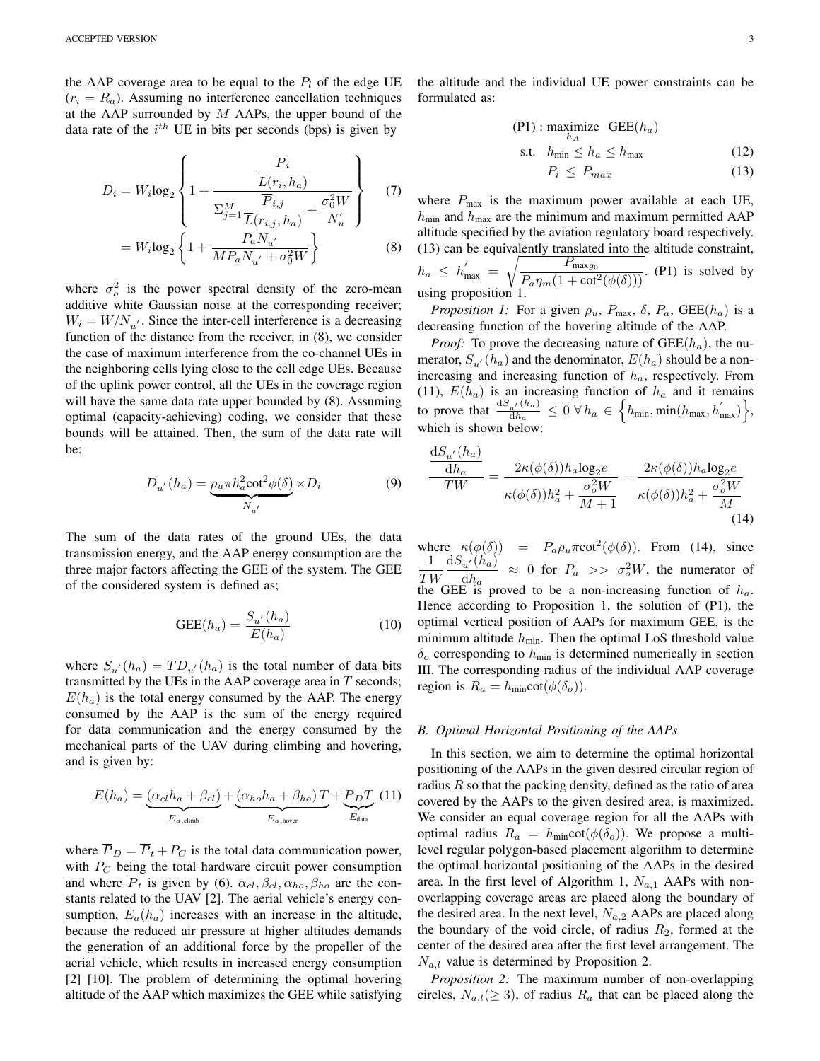the AAP coverage area to be equal to the $P_l$ of the edge UE ($r_i = R_a$). Assuming no interference cancellation techniques at the AAP surrounded by $M$ AAPs, the upper bound of the data rate of the $i^{th}$ UE in bits per seconds (bps) is given by

$$D_i = W_i \log_2 \left\{ 1 + \frac{\dfrac{\overline{P}_i}{\overline{L}(r_i, h_a)}}{\Sigma_{j=1}^{M} \dfrac{\overline{P}_{i,j}}{\overline{L}(r_{i,j}, h_a)} + \dfrac{\sigma_0^2 W}{N_u^{'}}} \right\} \tag{7}$$

$$= W_i \log_2 \left\{ 1 + \frac{P_a N_{u'}}{M P_a N_{u'} + \sigma_0^2 W} \right\} \tag{8}$$

where $\sigma_o^2$ is the power spectral density of the zero-mean additive white Gaussian noise at the corresponding receiver; $W_i = W/N_{u'}$. Since the inter-cell interference is a decreasing function of the distance from the receiver, in (8), we consider the case of maximum interference from the co-channel UEs in the neighboring cells lying close to the cell edge UEs. Because of the uplink power control, all the UEs in the coverage region will have the same data rate upper bounded by (8). Assuming optimal (capacity-achieving) coding, we consider that these bounds will be attained. Then, the sum of the data rate will be:

$$D_{u'}(h_a) = \underbrace{\rho_u \pi h_a^2 \cot^2 \phi(\delta)}_{N_{u'}} \times D_i \tag{9}$$

The sum of the data rates of the ground UEs, the data transmission energy, and the AAP energy consumption are the three major factors affecting the GEE of the system. The GEE of the considered system is defined as;

$$\text{GEE}(h_a) = \frac{S_{u'}(h_a)}{E(h_a)} \tag{10}$$

where $S_{u'}(h_a) = T D_{u'}(h_a)$ is the total number of data bits transmitted by the UEs in the AAP coverage area in $T$ seconds; $E(h_a)$ is the total energy consumed by the AAP. The energy consumed by the AAP is the sum of the energy required for data communication and the energy consumed by the mechanical parts of the UAV during climbing and hovering, and is given by:

$$E(h_a) = \underbrace{(\alpha_{cl} h_a + \beta_{cl})}_{E_{a,\text{climb}}} + \underbrace{(\alpha_{ho} h_a + \beta_{ho})\, T}_{E_{a,\text{hover}}} + \underbrace{\overline{P}_D T}_{E_{\text{data}}} \tag{11}$$

where $\overline{P}_D = \overline{P}_t + P_C$ is the total data communication power, with $P_C$ being the total hardware circuit power consumption and where $\overline{P}_t$ is given by (6). $\alpha_{cl}, \beta_{cl}, \alpha_{ho}, \beta_{ho}$ are the constants related to the UAV [2]. The aerial vehicle's energy consumption, $E_a(h_a)$ increases with an increase in the altitude, because the reduced air pressure at higher altitudes demands the generation of an additional force by the propeller of the aerial vehicle, which results in increased energy consumption [2] [10]. The problem of determining the optimal hovering altitude of the AAP which maximizes the GEE while satisfying the altitude and the individual UE power constraints can be formulated as:

$$\text{(P1)} : \underset{h_A}{\text{maximize}} \;\; \text{GEE}(h_a)$$

$$\text{s.t.} \quad h_{\min} \le h_a \le h_{\max} \tag{12}$$

$$P_i \le P_{max} \tag{13}$$

where $P_{\max}$ is the maximum power available at each UE, $h_{\min}$ and $h_{\max}$ are the minimum and maximum permitted AAP altitude specified by the aviation regulatory board respectively. (13) can be equivalently translated into the altitude constraint, $h_a \le h_{\max}^{'} = \sqrt{\dfrac{P_{\max g_0}}{P_a \eta_m (1 + \cot^2(\phi(\delta)))}}$. (P1) is solved by using proposition 1.

*Proposition 1:* For a given $\rho_u$, $P_{\max}$, $\delta$, $P_a$, $\text{GEE}(h_a)$ is a decreasing function of the hovering altitude of the AAP.

*Proof:* To prove the decreasing nature of $\text{GEE}(h_a)$, the numerator, $S_{u'}(h_a)$ and the denominator, $E(h_a)$ should be a non-increasing and increasing function of $h_a$, respectively. From (11), $E(h_a)$ is an increasing function of $h_a$ and it remains to prove that $\frac{\mathrm{d}S_{u'}(h_a)}{\mathrm{d}h_a} \le 0 \; \forall \, h_a \in \left\{ h_{\min}, \min(h_{\max}, h_{\max}^{'}) \right\}$, which is shown below:

$$\frac{\dfrac{\mathrm{d}S_{u'}(h_a)}{\mathrm{d}h_a}}{TW} = \frac{2\kappa(\phi(\delta)) h_a \log_2 e}{\kappa(\phi(\delta)) h_a^2 + \dfrac{\sigma_o^2 W}{M+1}} - \frac{2\kappa(\phi(\delta)) h_a \log_2 e}{\kappa(\phi(\delta)) h_a^2 + \dfrac{\sigma_o^2 W}{M}} \tag{14}$$

where $\kappa(\phi(\delta)) = P_a \rho_u \pi \cot^2(\phi(\delta))$. From (14), since $\dfrac{1}{TW} \dfrac{\mathrm{d}S_{u'}(h_a)}{\mathrm{d}h_a} \approx 0$ for $P_a >> \sigma_o^2 W$, the numerator of the GEE is proved to be a non-increasing function of $h_a$. Hence according to Proposition 1, the solution of (P1), the optimal vertical position of AAPs for maximum GEE, is the minimum altitude $h_{\min}$. Then the optimal LoS threshold value $\delta_o$ corresponding to $h_{\min}$ is determined numerically in section III. The corresponding radius of the individual AAP coverage region is $R_a = h_{\min} \cot(\phi(\delta_o))$.

### B. Optimal Horizontal Positioning of the AAPs

In this section, we aim to determine the optimal horizontal positioning of the AAPs in the given desired circular region of radius $R$ so that the packing density, defined as the ratio of area covered by the AAPs to the given desired area, is maximized. We consider an equal coverage region for all the AAPs with optimal radius $R_a = h_{\min} \cot(\phi(\delta_o))$. We propose a multi-level regular polygon-based placement algorithm to determine the optimal horizontal positioning of the AAPs in the desired area. In the first level of Algorithm 1, $N_{a,1}$ AAPs with non-overlapping coverage areas are placed along the boundary of the desired area. In the next level, $N_{a,2}$ AAPs are placed along the boundary of the void circle, of radius $R_2$, formed at the center of the desired area after the first level arrangement. The $N_{a,l}$ value is determined by Proposition 2.

*Proposition 2:* The maximum number of non-overlapping circles, $N_{a,l} (\ge 3)$, of radius $R_a$ that can be placed along the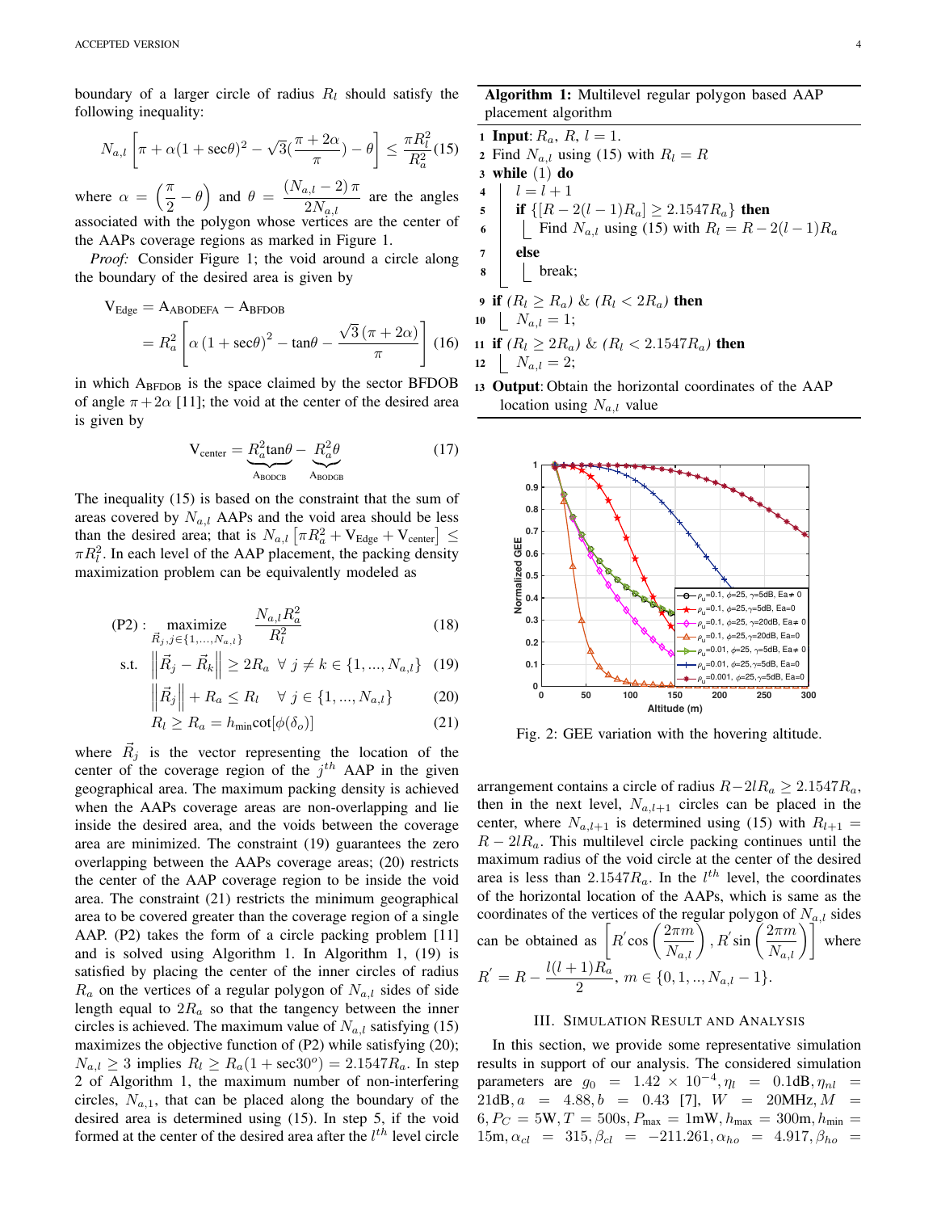boundary of a larger circle of radius $R_l$ should satisfy the following inequality:

$$N_{a,l}\left[\pi+\alpha(1+\sec\theta)^2-\sqrt{3}(\frac{\pi+2\alpha}{\pi})-\theta\right]\leq\frac{\pi R_l^2}{R_a^2}\quad(15)$$

where $\alpha=\left(\frac{\pi}{2}-\theta\right)$ and $\theta=\frac{(N_{a,l}-2)\,\pi}{2N_{a,l}}$ are the angles associated with the polygon whose vertices are the center of the AAPs coverage regions as marked in Figure 1.

*Proof:* Consider Figure 1; the void around a circle along the boundary of the desired area is given by

$$\begin{aligned}\mathrm{V_{Edge}}&=\mathrm{A_{ABODEFA}}-\mathrm{A_{BFDOB}}\\&=R_a^2\left[\alpha\left(1+\sec\theta\right)^2-\tan\theta-\frac{\sqrt{3}\left(\pi+2\alpha\right)}{\pi}\right]\end{aligned}\quad(16)$$

in which $\mathrm{A_{BFDOB}}$ is the space claimed by the sector BFDOB of angle $\pi+2\alpha$ [11]; the void at the center of the desired area is given by

$$\mathrm{V_{center}}=\underbrace{R_a^2\tan\theta}_{\mathrm{A_{BODCB}}}-\underbrace{R_a^2\theta}_{\mathrm{A_{BODGB}}}\quad(17)$$

The inequality (15) is based on the constraint that the sum of areas covered by $N_{a,l}$ AAPs and the void area should be less than the desired area; that is $N_{a,l}\left[\pi R_a^2+\mathrm{V_{Edge}}+\mathrm{V_{center}}\right]\leq\pi R_l^2$. In each level of the AAP placement, the packing density maximization problem can be equivalently modeled as

$$\text{(P2)}:\ \underset{\vec{R}_j,j\in\{1,\ldots,N_{a,l}\}}{\text{maximize}}\quad\frac{N_{a,l}R_a^2}{R_l^2}\quad(18)$$

$$\text{s.t.}\quad\left\|\vec{R}_j-\vec{R}_k\right\|\geq 2R_a\quad\forall\ j\neq k\in\{1,...,N_{a,l}\}\quad(19)$$

$$\left\|\vec{R}_j\right\|+R_a\leq R_l\quad\forall\ j\in\{1,...,N_{a,l}\}\quad(20)$$

$$R_l\geq R_a=h_{\min}\cot[\phi(\delta_o)]\quad(21)$$

where $\vec{R}_j$ is the vector representing the location of the center of the coverage region of the $j^{th}$ AAP in the given geographical area. The maximum packing density is achieved when the AAPs coverage areas are non-overlapping and lie inside the desired area, and the voids between the coverage area are minimized. The constraint (19) guarantees the zero overlapping between the AAPs coverage areas; (20) restricts the center of the AAP coverage region to be inside the void area. The constraint (21) restricts the minimum geographical area to be covered greater than the coverage region of a single AAP. (P2) takes the form of a circle packing problem [11] and is solved using Algorithm 1. In Algorithm 1, (19) is satisfied by placing the center of the inner circles of radius $R_a$ on the vertices of a regular polygon of $N_{a,l}$ sides of side length equal to $2R_a$ so that the tangency between the inner circles is achieved. The maximum value of $N_{a,l}$ satisfying (15) maximizes the objective function of (P2) while satisfying (20); $N_{a,l}\geq 3$ implies $R_l\geq R_a(1+\sec 30^o)=2.1547R_a$. In step 2 of Algorithm 1, the maximum number of non-interfering circles, $N_{a,1}$, that can be placed along the boundary of the desired area is determined using (15). In step 5, if the void formed at the center of the desired area after the $l^{th}$ level circle arrangement contains a circle of radius $R-2lR_a\geq 2.1547R_a$, then in the next level, $N_{a,l+1}$ circles can be placed in the center, where $N_{a,l+1}$ is determined using (15) with $R_{l+1}=R-2lR_a$. This multilevel circle packing continues until the maximum radius of the void circle at the center of the desired area is less than $2.1547R_a$. In the $l^{th}$ level, the coordinates of the horizontal location of the AAPs, which is same as the coordinates of the vertices of the regular polygon of $N_{a,l}$ sides can be obtained as $\left[R^{'}\cos\left(\frac{2\pi m}{N_{a,l}}\right),R^{'}\sin\left(\frac{2\pi m}{N_{a,l}}\right)\right]$ where $R^{'}=R-\frac{l(l+1)R_a}{2}$, $m\in\{0,1,..,N_{a,l}-1\}$.

**Algorithm 1:** Multilevel regular polygon based AAP placement algorithm

```
1  Input: R_a, R, l = 1.
2  Find N_{a,l} using (15) with R_l = R
3  while (1) do
4      l = l + 1
5      if {[R - 2(l-1)R_a] ≥ 2.1547R_a} then
6          Find N_{a,l} using (15) with R_l = R - 2(l-1)R_a
7      else
8          break;
9  if (R_l ≥ R_a) & (R_l < 2R_a) then
10     N_{a,l} = 1;
11 if (R_l ≥ 2R_a) & (R_l < 2.1547R_a) then
12     N_{a,l} = 2;
13 Output: Obtain the horizontal coordinates of the AAP
   location using N_{a,l} value
```

Fig. 2: GEE variation with the hovering altitude.

## III. Simulation Result and Analysis

In this section, we provide some representative simulation results in support of our analysis. The considered simulation parameters are $g_0=1.42\times10^{-4},\eta_l=0.1\text{dB},\eta_{nl}=21\text{dB},a=4.88,b=0.43$ [7], $W=20\text{MHz},M=6,P_C=5\text{W},T=500\text{s},P_{\max}=1\text{mW},h_{\max}=300\text{m},h_{\min}=15\text{m},\alpha_{cl}=315,\beta_{cl}=-211.261,\alpha_{ho}=4.917,\beta_{ho}=$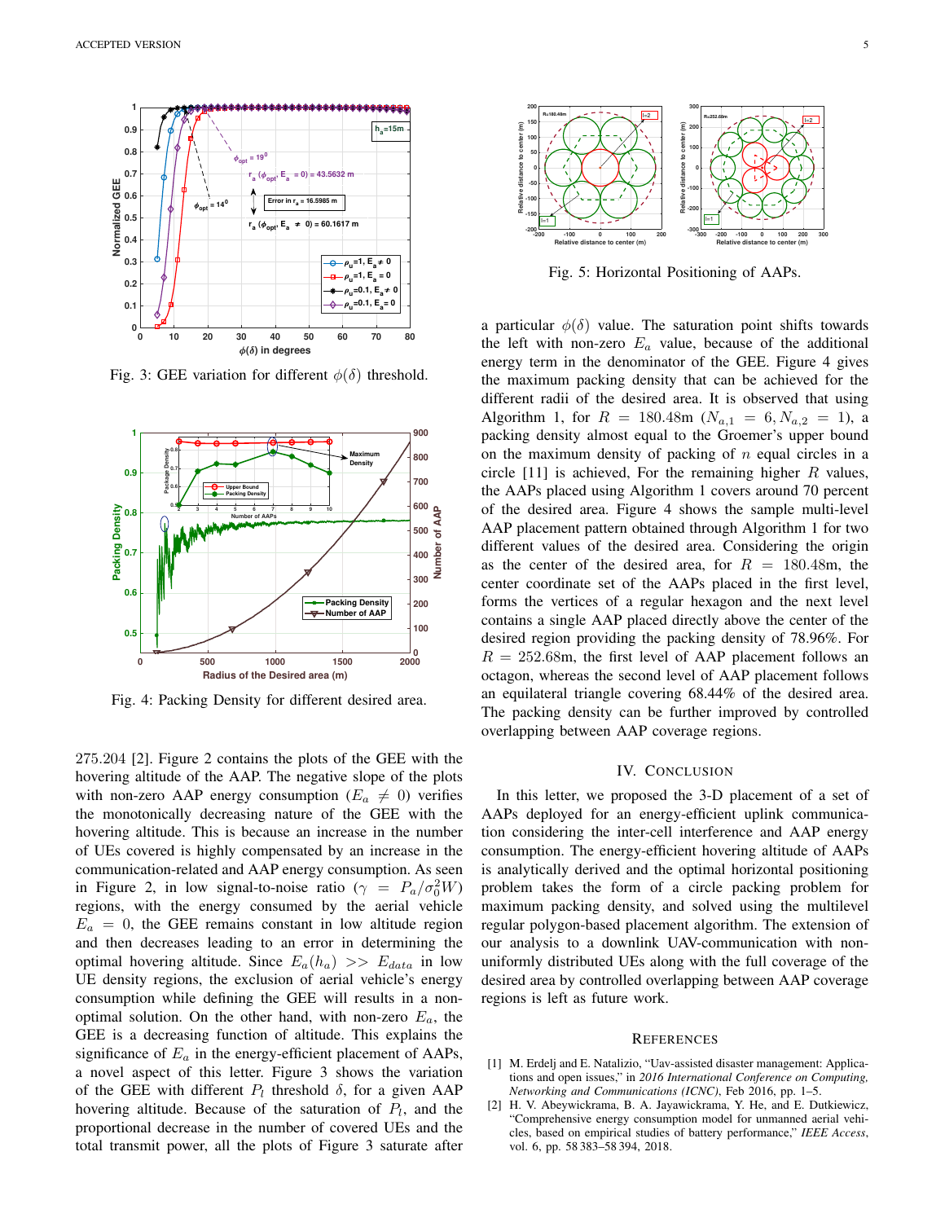Fig. 3: GEE variation for different $\phi(\delta)$ threshold.

Fig. 4: Packing Density for different desired area.

275.204 [2]. Figure 2 contains the plots of the GEE with the hovering altitude of the AAP. The negative slope of the plots with non-zero AAP energy consumption ($E_a \neq 0$) verifies the monotonically decreasing nature of the GEE with the hovering altitude. This is because an increase in the number of UEs covered is highly compensated by an increase in the communication-related and AAP energy consumption. As seen in Figure 2, in low signal-to-noise ratio ($\gamma = P_a/\sigma_0^2 W$) regions, with the energy consumed by the aerial vehicle $E_a = 0$, the GEE remains constant in low altitude region and then decreases leading to an error in determining the optimal hovering altitude. Since $E_a(h_a) >> E_{data}$ in low UE density regions, the exclusion of aerial vehicle's energy consumption while defining the GEE will results in a non-optimal solution. On the other hand, with non-zero $E_a$, the GEE is a decreasing function of altitude. This explains the significance of $E_a$ in the energy-efficient placement of AAPs, a novel aspect of this letter. Figure 3 shows the variation of the GEE with different $P_l$ threshold $\delta$, for a given AAP hovering altitude. Because of the saturation of $P_l$, and the proportional decrease in the number of covered UEs and the total transmit power, all the plots of Figure 3 saturate after a particular $\phi(\delta)$ value. The saturation point shifts towards the left with non-zero $E_a$ value, because of the additional energy term in the denominator of the GEE. Figure 4 gives the maximum packing density that can be achieved for the different radii of the desired area. It is observed that using Algorithm 1, for $R = 180.48$m ($N_{a,1} = 6, N_{a,2} = 1$), a packing density almost equal to the Groemer's upper bound on the maximum density of packing of $n$ equal circles in a circle [11] is achieved, For the remaining higher $R$ values, the AAPs placed using Algorithm 1 covers around 70 percent of the desired area. Figure 4 shows the sample multi-level AAP placement pattern obtained through Algorithm 1 for two different values of the desired area. Considering the origin as the center of the desired area, for $R = 180.48$m, the center coordinate set of the AAPs placed in the first level, forms the vertices of a regular hexagon and the next level contains a single AAP placed directly above the center of the desired region providing the packing density of 78.96%. For $R = 252.68$m, the first level of AAP placement follows an octagon, whereas the second level of AAP placement follows an equilateral triangle covering 68.44% of the desired area. The packing density can be further improved by controlled overlapping between AAP coverage regions.

Fig. 5: Horizontal Positioning of AAPs.

## IV. Conclusion

In this letter, we proposed the 3-D placement of a set of AAPs deployed for an energy-efficient uplink communication considering the inter-cell interference and AAP energy consumption. The energy-efficient hovering altitude of AAPs is analytically derived and the optimal horizontal positioning problem takes the form of a circle packing problem for maximum packing density, and solved using the multilevel regular polygon-based placement algorithm. The extension of our analysis to a downlink UAV-communication with non-uniformly distributed UEs along with the full coverage of the desired area by controlled overlapping between AAP coverage regions is left as future work.

## References

[1] M. Erdelj and E. Natalizio, "Uav-assisted disaster management: Applications and open issues," in *2016 International Conference on Computing, Networking and Communications (ICNC)*, Feb 2016, pp. 1–5.

[2] H. V. Abeywickrama, B. A. Jayawickrama, Y. He, and E. Dutkiewicz, "Comprehensive energy consumption model for unmanned aerial vehicles, based on empirical studies of battery performance," *IEEE Access*, vol. 6, pp. 58 383–58 394, 2018.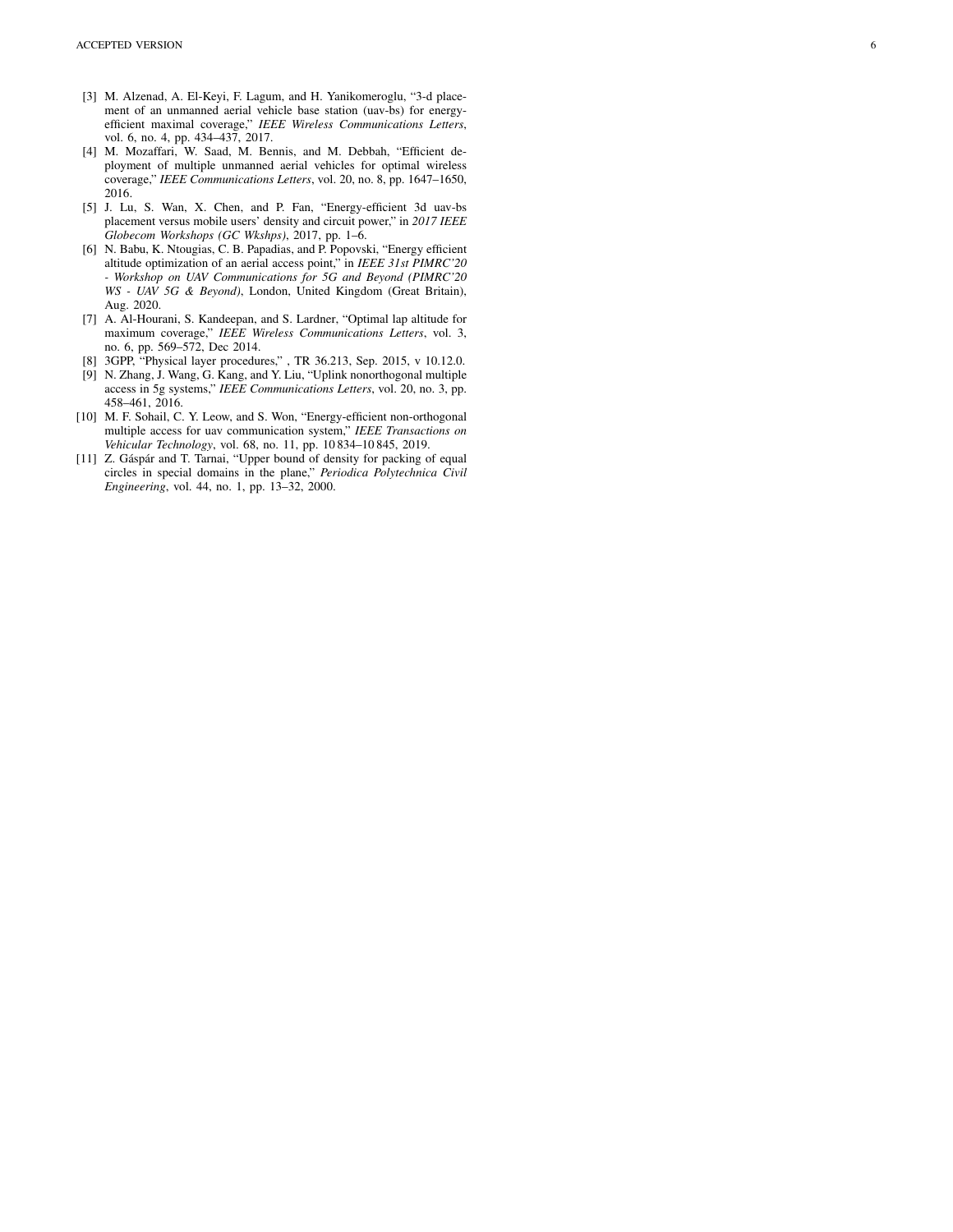[3] M. Alzenad, A. El-Keyi, F. Lagum, and H. Yanikomeroglu, "3-d placement of an unmanned aerial vehicle base station (uav-bs) for energy-efficient maximal coverage," *IEEE Wireless Communications Letters*, vol. 6, no. 4, pp. 434–437, 2017.

[4] M. Mozaffari, W. Saad, M. Bennis, and M. Debbah, "Efficient deployment of multiple unmanned aerial vehicles for optimal wireless coverage," *IEEE Communications Letters*, vol. 20, no. 8, pp. 1647–1650, 2016.

[5] J. Lu, S. Wan, X. Chen, and P. Fan, "Energy-efficient 3d uav-bs placement versus mobile users' density and circuit power," in *2017 IEEE Globecom Workshops (GC Wkshps)*, 2017, pp. 1–6.

[6] N. Babu, K. Ntougias, C. B. Papadias, and P. Popovski, "Energy efficient altitude optimization of an aerial access point," in *IEEE 31st PIMRC'20 - Workshop on UAV Communications for 5G and Beyond (PIMRC'20 WS - UAV 5G & Beyond)*, London, United Kingdom (Great Britain), Aug. 2020.

[7] A. Al-Hourani, S. Kandeepan, and S. Lardner, "Optimal lap altitude for maximum coverage," *IEEE Wireless Communications Letters*, vol. 3, no. 6, pp. 569–572, Dec 2014.

[8] 3GPP, "Physical layer procedures," , TR 36.213, Sep. 2015, v 10.12.0.

[9] N. Zhang, J. Wang, G. Kang, and Y. Liu, "Uplink nonorthogonal multiple access in 5g systems," *IEEE Communications Letters*, vol. 20, no. 3, pp. 458–461, 2016.

[10] M. F. Sohail, C. Y. Leow, and S. Won, "Energy-efficient non-orthogonal multiple access for uav communication system," *IEEE Transactions on Vehicular Technology*, vol. 68, no. 11, pp. 10 834–10 845, 2019.

[11] Z. Gáspár and T. Tarnai, "Upper bound of density for packing of equal circles in special domains in the plane," *Periodica Polytechnica Civil Engineering*, vol. 44, no. 1, pp. 13–32, 2000.